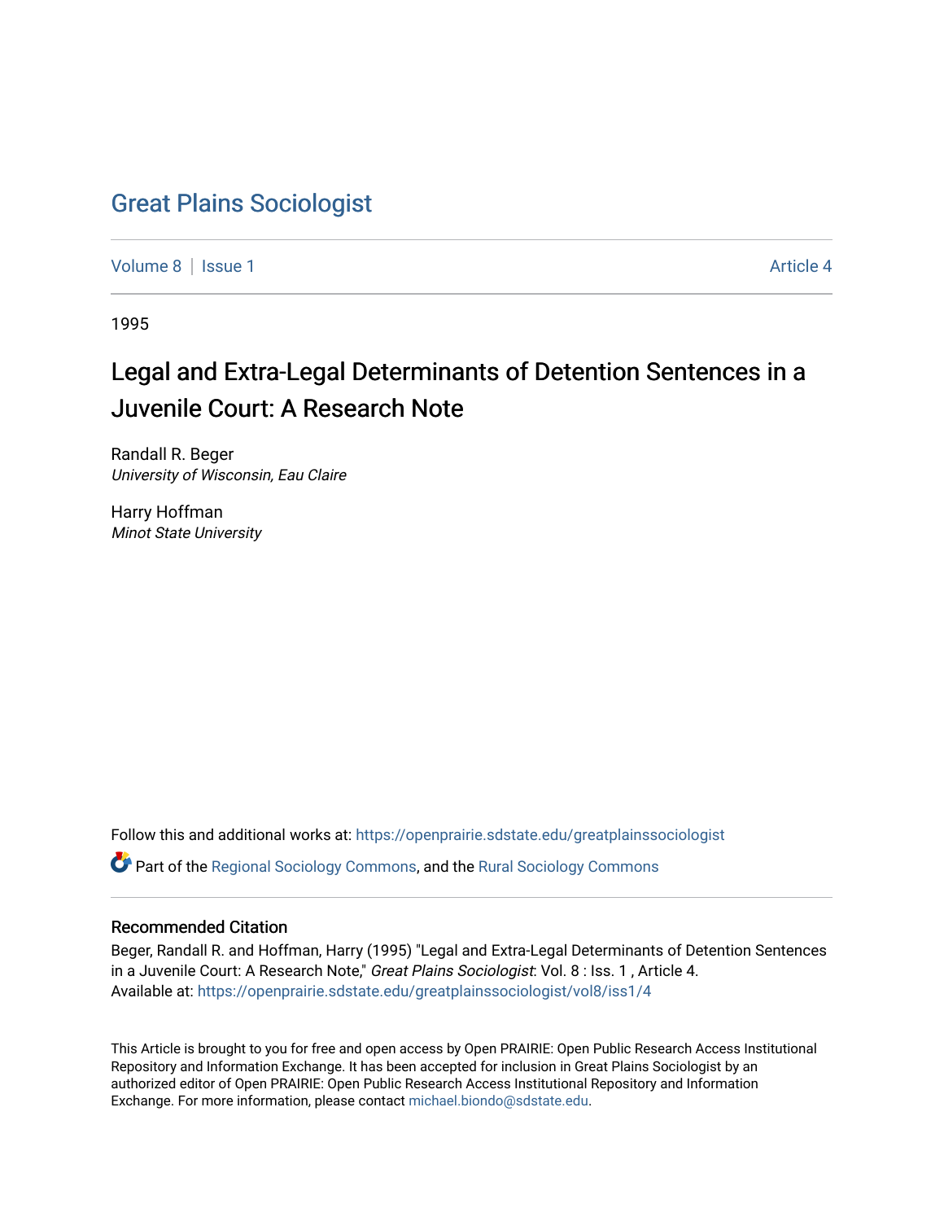# Great Plains Sociologist

Volume 8 | Issue 1 Article 4

1995

## Legal and Extra-Legal Determinants of Detention Sentences in a Juvenile Court: A Research Note

Randall R. Beger
*University of Wisconsin, Eau Claire*

Harry Hoffman
*Minot State University*

Follow this and additional works at: https://openprairie.sdstate.edu/greatplainssociologist

Part of the Regional Sociology Commons, and the Rural Sociology Commons

### Recommended Citation

Beger, Randall R. and Hoffman, Harry (1995) "Legal and Extra-Legal Determinants of Detention Sentences in a Juvenile Court: A Research Note," *Great Plains Sociologist*: Vol. 8 : Iss. 1 , Article 4.
Available at: https://openprairie.sdstate.edu/greatplainssociologist/vol8/iss1/4

This Article is brought to you for free and open access by Open PRAIRIE: Open Public Research Access Institutional Repository and Information Exchange. It has been accepted for inclusion in Great Plains Sociologist by an authorized editor of Open PRAIRIE: Open Public Research Access Institutional Repository and Information Exchange. For more information, please contact michael.biondo@sdstate.edu.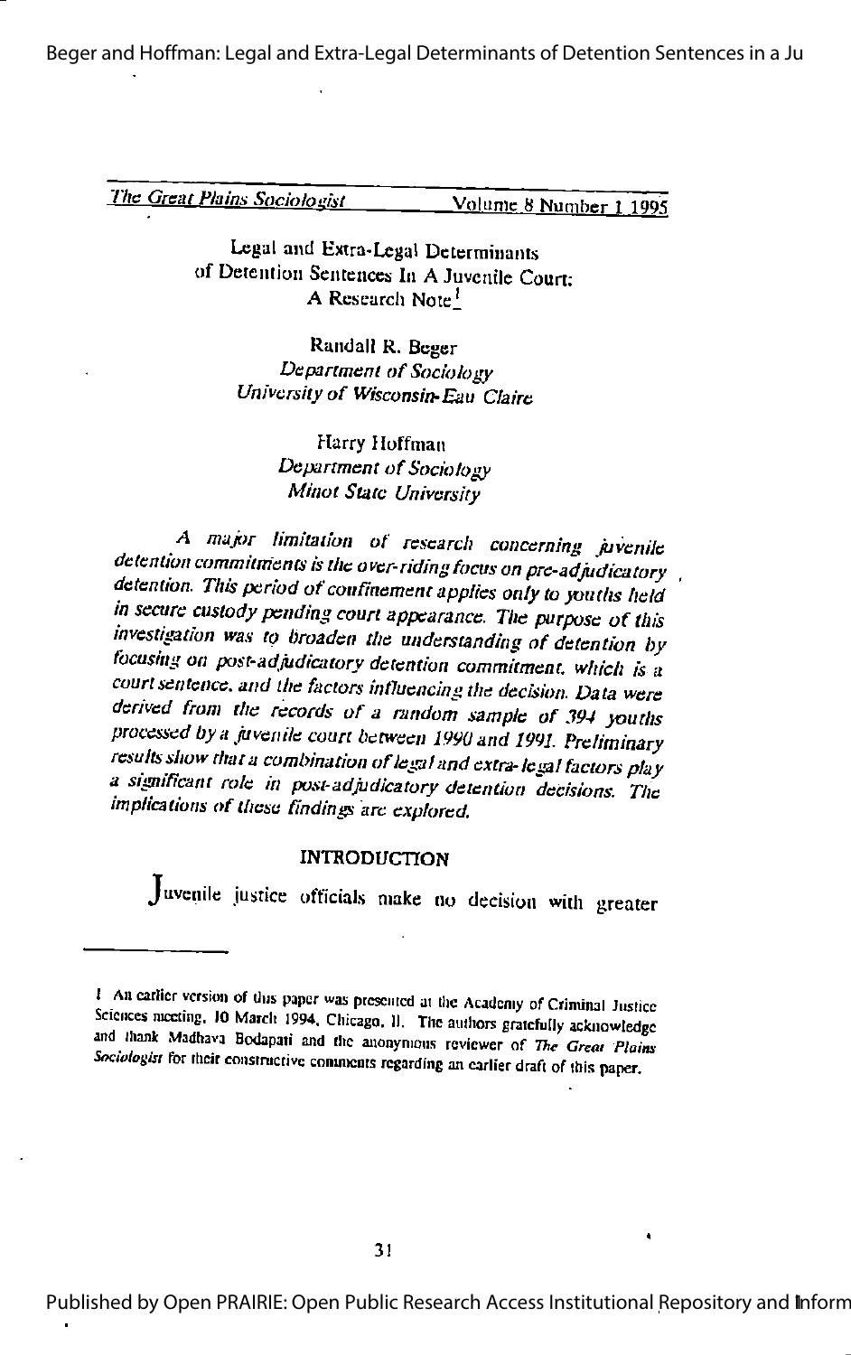# Legal and Extra-Legal Determinants of Detention Sentences In A Juvenile Court: A Research Note[1]

Randall R. Beger
*Department of Sociology*
*University of Wisconsin-Eau Claire*

Harry Hoffman
*Department of Sociology*
*Minot State University*

*A major limitation of research concerning juvenile detention commitments is the over-riding focus on pre-adjudicatory detention. This period of confinement applies only to youths held in secure custody pending court appearance. The purpose of this investigation was to broaden the understanding of detention by focusing on post-adjudicatory detention commitment, which is a court sentence, and the factors influencing the decision. Data were derived from the records of a random sample of 394 youths processed by a juvenile court between 1990 and 1991. Preliminary results show that a combination of legal and extra-legal factors play a significant role in post-adjudicatory detention decisions. The implications of these findings are explored.*

## INTRODUCTION

Juvenile justice officials make no decision with greater

---

1 An earlier version of this paper was presented at the Academy of Criminal Justice Sciences meeting, 10 March 1994, Chicago, Il. The authors gratefully acknowledge and thank Madhava Bodapati and the anonymous reviewer of *The Great Plains Sociologist* for their constructive comments regarding an earlier draft of this paper.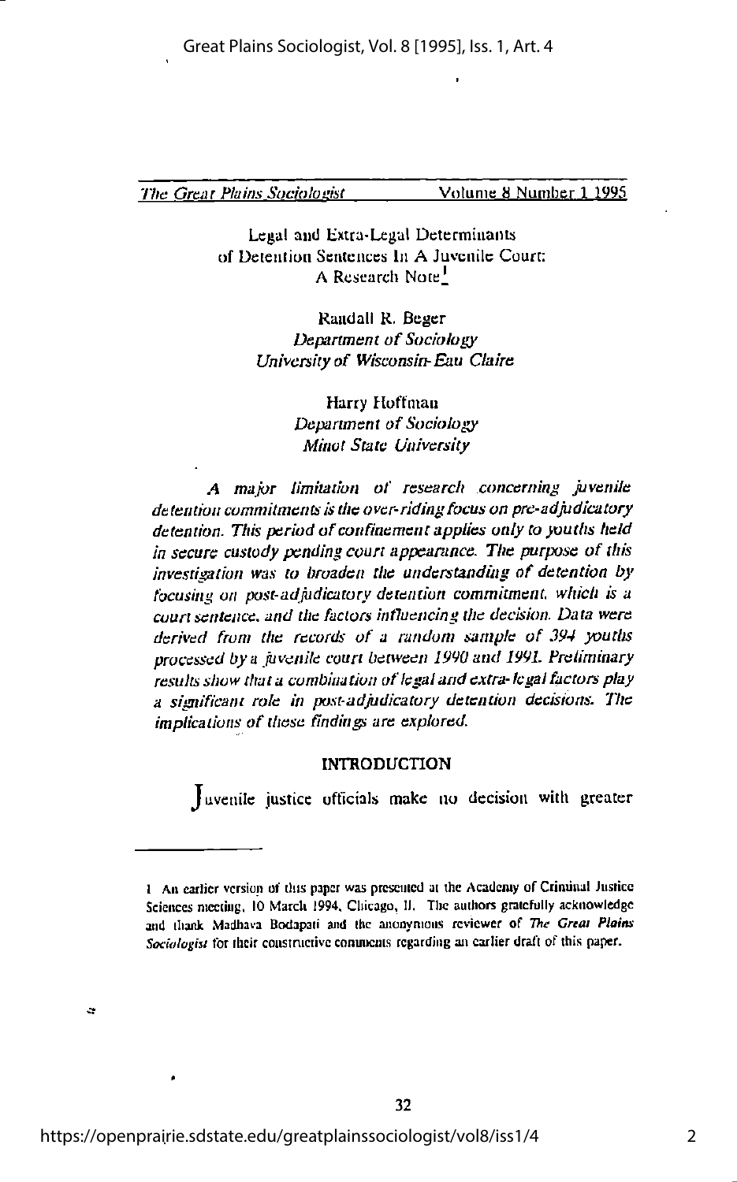Legal and Extra-Legal Determinants of Detention Sentences In A Juvenile Court: A Research Note[1]

Randall R. Beger
*Department of Sociology*
*University of Wisconsin-Eau Claire*

Harry Hoffman
*Department of Sociology*
*Minot State University*

*A major limitation of research concerning juvenile detention commitments is the over-riding focus on pre-adjudicatory detention. This period of confinement applies only to youths held in secure custody pending court appearance. The purpose of this investigation was to broaden the understanding of detention by focusing on post-adjudicatory detention commitment, which is a court sentence, and the factors influencing the decision. Data were derived from the records of a random sample of 394 youths processed by a juvenile court between 1990 and 1991. Preliminary results show that a combination of legal and extra-legal factors play a significant role in post-adjudicatory detention decisions. The implications of these findings are explored.*

## INTRODUCTION

Juvenile justice officials make no decision with greater

---

1 An earlier version of this paper was presented at the Academy of Criminal Justice Sciences meeting, 10 March 1994, Chicago, Il. The authors gratefully acknowledge and thank Madhava Bodapati and the anonymous reviewer of *The Great Plains Sociologist* for their constructive comments regarding an earlier draft of this paper.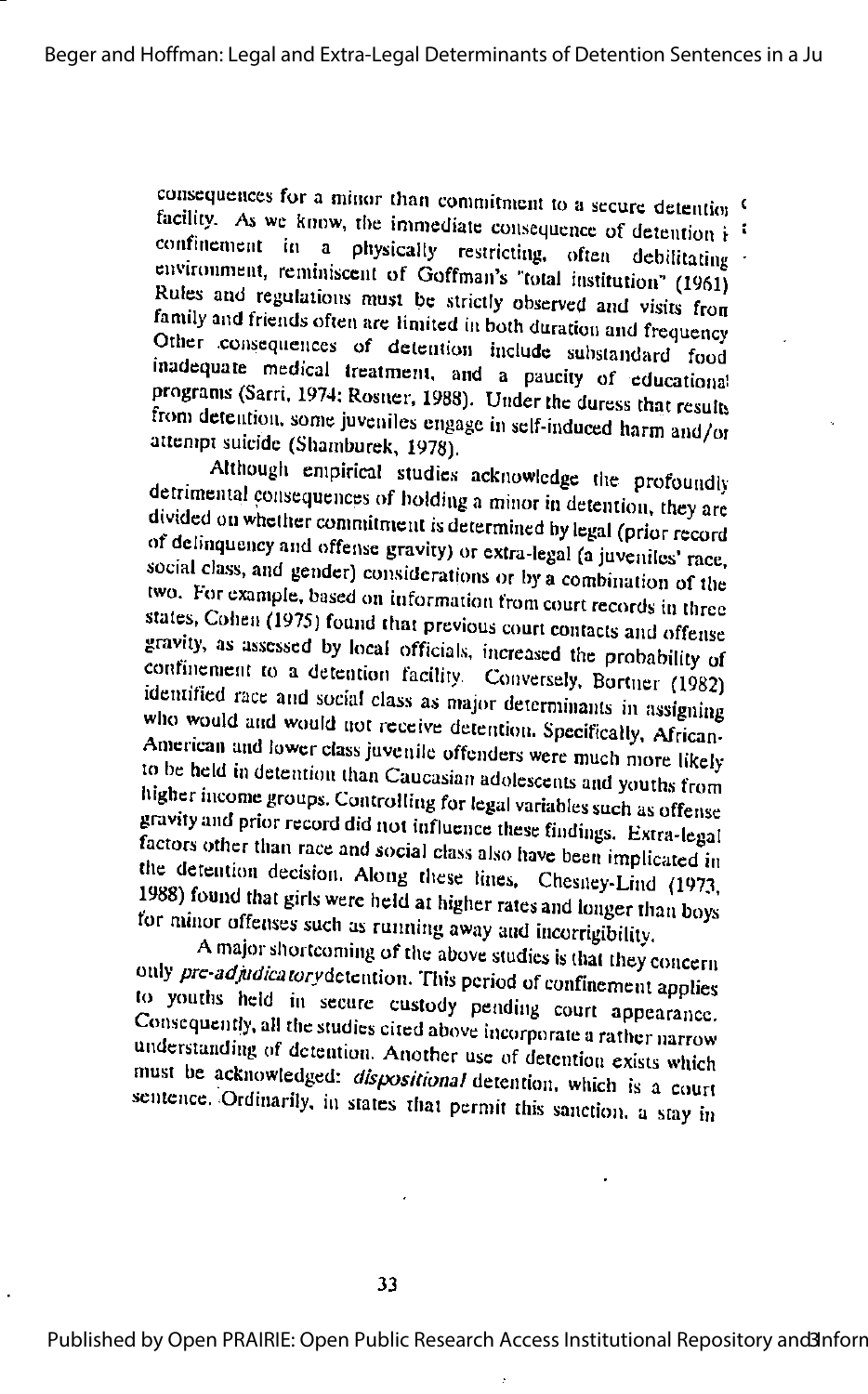consequences for a minor than commitment to a secure detention facility. As we know, the immediate consequence of detention is confinement in a physically restricting, often debilitating environment, reminiscent of Goffman's "total institution" (1961). Rules and regulations must be strictly observed and visits from family and friends often are limited in both duration and frequency. Other consequences of detention include substandard food, inadequate medical treatment, and a paucity of educational programs (Sarri, 1974; Rosner, 1988). Under the duress that results from detention, some juveniles engage in self-induced harm and/or attempt suicide (Shamburek, 1978).

Although empirical studies acknowledge the profoundly detrimental consequences of holding a minor in detention, they are divided on whether commitment is determined by legal (prior record of delinquency and offense gravity) or extra-legal (a juveniles' race, social class, and gender) considerations or by a combination of the two. For example, based on information from court records in three states, Cohen (1975) found that previous court contacts and offense gravity, as assessed by local officials, increased the probability of confinement to a detention facility. Conversely, Bortner (1982) identified race and social class as major determinants in assigning who would and would not receive detention. Specifically, African-American and lower class juvenile offenders were much more likely to be held in detention than Caucasian adolescents and youths from higher income groups. Controlling for legal variables such as offense gravity and prior record did not influence these findings. Extra-legal factors other than race and social class also have been implicated in the detention decision. Along these lines, Chesney-Lind (1973, 1988) found that girls were held at higher rates and longer than boys for minor offenses such as running away and incorrigibility.

A major shortcoming of the above studies is that they concern only *pre-adjudicatory* detention. This period of confinement applies to youths held in secure custody pending court appearance. Consequently, all the studies cited above incorporate a rather narrow understanding of detention. Another use of detention exists which must be acknowledged: *dispositional* detention, which is a court sentence. Ordinarily, in states that permit this sanction, a stay in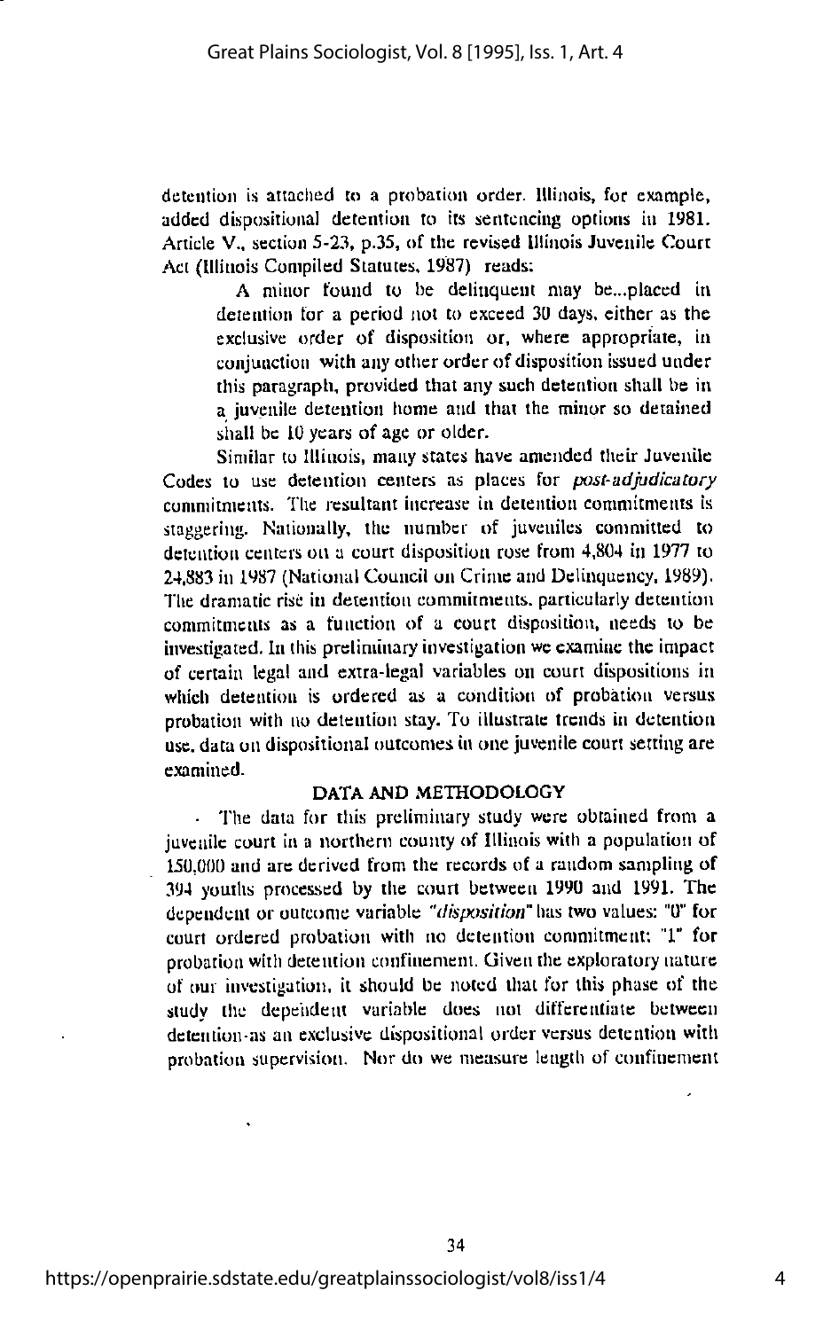detention is attached to a probation order. Illinois, for example, added dispositional detention to its sentencing options in 1981. Article V., section 5-23, p.35, of the revised Illinois Juvenile Court Act (Illinois Compiled Statutes, 1987) reads:

> A minor found to be delinquent may be...placed in detention for a period not to exceed 30 days, either as the exclusive order of disposition or, where appropriate, in conjuaction with any other order of disposition issued under this paragraph, provided that any such detention shall be in a juvenile detention home and that the minor so detained shall be 10 years of age or older.

Similar to Illinois, many states have amended their Juvenile Codes to use detention centers as places for *post-adjudicatory* commitments. The resultant increase in detention commitments is staggering. Nationally, the number of juveniles committed to detention centers on a court disposition rose from 4,804 in 1977 to 24,883 in 1987 (National Council on Crime and Delinquency, 1989). The dramatic rise in detention commitments, particularly detention commitments as a function of a court disposition, needs to be investigated. In this preliminary investigation we examine the impact of certain legal and extra-legal variables on court dispositions in which detention is ordered as a condition of probation versus probation with no detention stay. To illustrate trends in detention use, data on dispositional outcomes in one juvenile court setting are examined.

## DATA AND METHODOLOGY

The data for this preliminary study were obtained from a juvenile court in a northern county of Illinois with a population of 150,000 and are derived from the records of a random sampling of 394 youths processed by the court between 1990 and 1991. The dependent or outcome variable *"disposition"* has two values: "0" for court ordered probation with no detention commitment; "1" for probation with detention confinement. Given the exploratory nature of our investigation, it should be noted that for this phase of the study the dependent variable does not differentiate between detention as an exclusive dispositional order versus detention with probation supervision. Nor do we measure length of confinement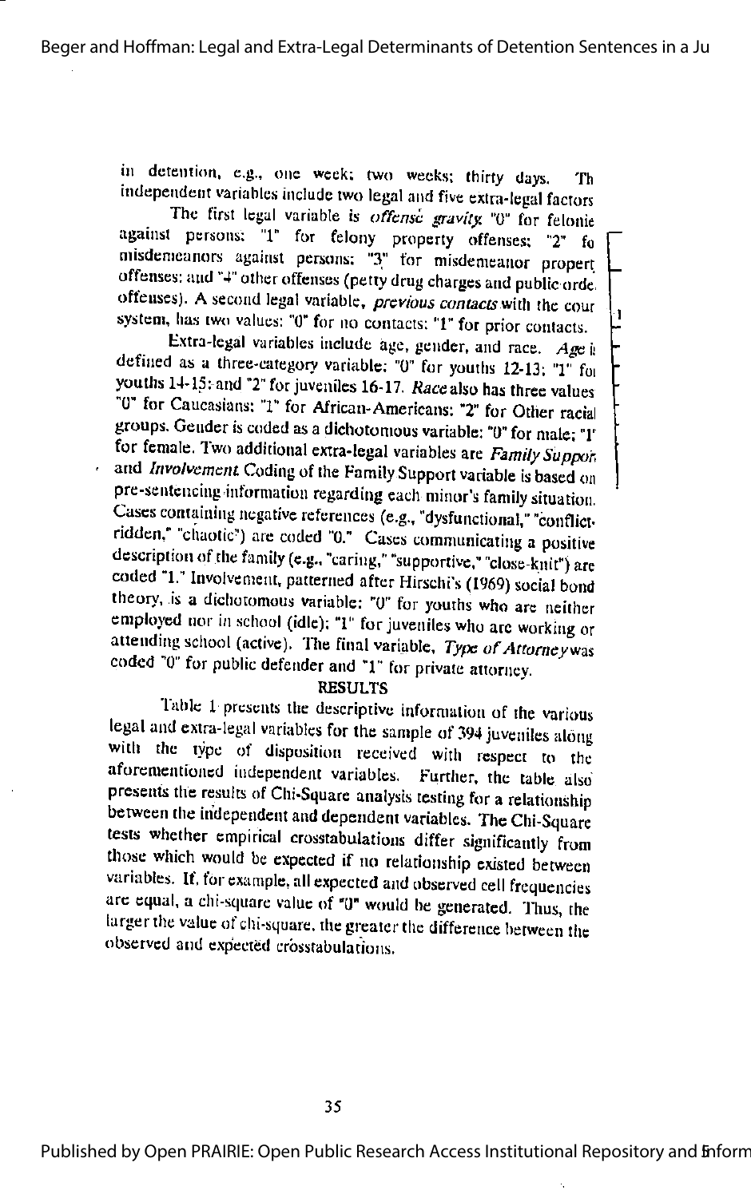in detention, e.g., one week; two weeks; thirty days. The independent variables include two legal and five extra-legal factors.

The first legal variable is *offense gravity*: "0" for felonies against persons; "1" for felony property offenses; "2" for misdemeanors against persons; "3" for misdemeanor property offenses; and "4" other offenses (petty drug charges and public order offenses). A second legal variable, *previous contacts* with the court system, has two values: "0" for no contacts; "1" for prior contacts.

Extra-legal variables include age, gender, and race. *Age* is defined as a three-category variable: "0" for youths 12-13; "1" for youths 14-15; and "2" for juveniles 16-17. *Race* also has three values: "0" for Caucasians; "1" for African-Americans; "2" for Other racial groups. Gender is coded as a dichotomous variable: "0" for male; "1" for female. Two additional extra-legal variables are *Family Support* and *Involvement*. Coding of the Family Support variable is based on pre-sentencing information regarding each minor's family situation. Cases containing negative references (e.g., "dysfunctional," "conflict-ridden," "chaotic") are coded "0." Cases communicating a positive description of the family (e.g., "caring," "supportive," "close-knit") are coded "1." Involvement, patterned after Hirschi's (1969) social bond theory, is a dichotomous variable: "0" for youths who are neither employed nor in school (idle); "1" for juveniles who are working or attending school (active). The final variable, *Type of Attorney* was coded "0" for public defender and "1" for private attorney.

## RESULTS

Table 1 presents the descriptive information of the various legal and extra-legal variables for the sample of 394 juveniles along with the type of disposition received with respect to the aforementioned independent variables. Further, the table also presents the results of Chi-Square analysis testing for a relationship between the independent and dependent variables. The Chi-Square tests whether empirical crosstabulations differ significantly from those which would be expected if no relationship existed between variables. If, for example, all expected and observed cell frequencies are equal, a chi-square value of "0" would be generated. Thus, the larger the value of chi-square, the greater the difference between the observed and expected crosstabulations.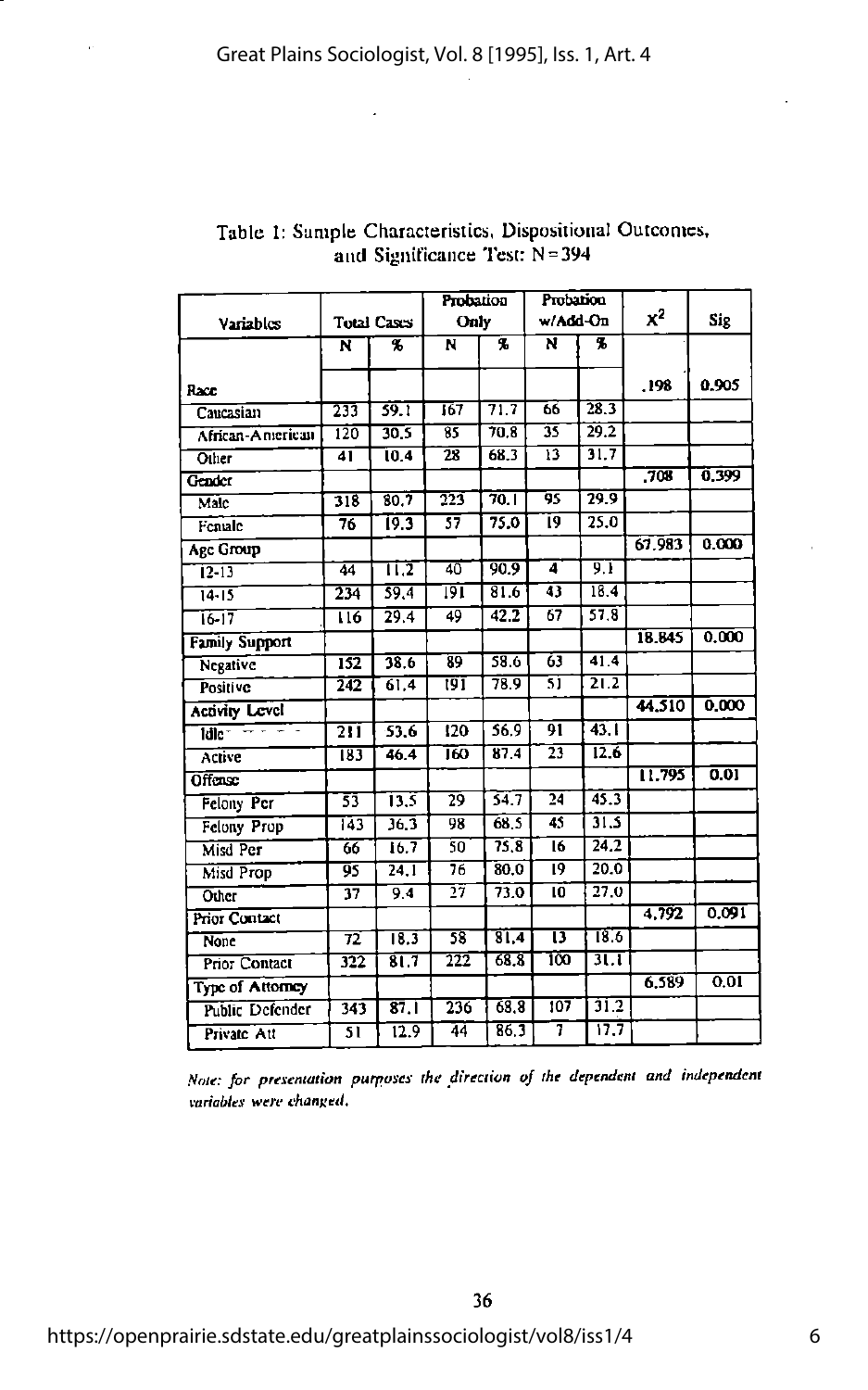Table 1: Sample Characteristics, Dispositional Outcomes, and Significance Test: N=394

| Variables | Total Cases | | Probation Only | | Probation w/Add-On | | $X^2$ | Sig |
|---|---|---|---|---|---|---|---|---|
| | N | % | N | % | N | % | | |
| Race | | | | | | | .198 | 0.905 |
| Caucasian | 233 | 59.1 | 167 | 71.7 | 66 | 28.3 | | |
| African-American | 120 | 30.5 | 85 | 70.8 | 35 | 29.2 | | |
| Other | 41 | 10.4 | 28 | 68.3 | 13 | 31.7 | | |
| Gender | | | | | | | .708 | 0.399 |
| Male | 318 | 80.7 | 223 | 70.1 | 95 | 29.9 | | |
| Female | 76 | 19.3 | 57 | 75.0 | 19 | 25.0 | | |
| Age Group | | | | | | | 67.983 | 0.000 |
| 12-13 | 44 | 11.2 | 40 | 90.9 | 4 | 9.1 | | |
| 14-15 | 234 | 59.4 | 191 | 81.6 | 43 | 18.4 | | |
| 16-17 | 116 | 29.4 | 49 | 42.2 | 67 | 57.8 | | |
| Family Support | | | | | | | 18.845 | 0.000 |
| Negative | 152 | 38.6 | 89 | 58.6 | 63 | 41.4 | | |
| Positive | 242 | 61.4 | 191 | 78.9 | 51 | 21.2 | | |
| Activity Level | | | | | | | 44.510 | 0.000 |
| Idle | 211 | 53.6 | 120 | 56.9 | 91 | 43.1 | | |
| Active | 183 | 46.4 | 160 | 87.4 | 23 | 12.6 | | |
| Offense | | | | | | | 11.795 | 0.01 |
| Felony Per | 53 | 13.5 | 29 | 54.7 | 24 | 45.3 | | |
| Felony Prop | 143 | 36.3 | 98 | 68.5 | 45 | 31.5 | | |
| Misd Per | 66 | 16.7 | 50 | 75.8 | 16 | 24.2 | | |
| Misd Prop | 95 | 24.1 | 76 | 80.0 | 19 | 20.0 | | |
| Other | 37 | 9.4 | 27 | 73.0 | 10 | 27.0 | | |
| Prior Contact | | | | | | | 4.792 | 0.091 |
| None | 72 | 18.3 | 58 | 81.4 | 13 | 18.6 | | |
| Prior Contact | 322 | 81.7 | 222 | 68.8 | 100 | 31.1 | | |
| Type of Attorney | | | | | | | 6.589 | 0.01 |
| Public Defender | 343 | 87.1 | 236 | 68.8 | 107 | 31.2 | | |
| Private Att | 51 | 12.9 | 44 | 86.3 | 7 | 17.7 | | |

*Note: for presentation purposes the direction of the dependent and independent variables were changed.*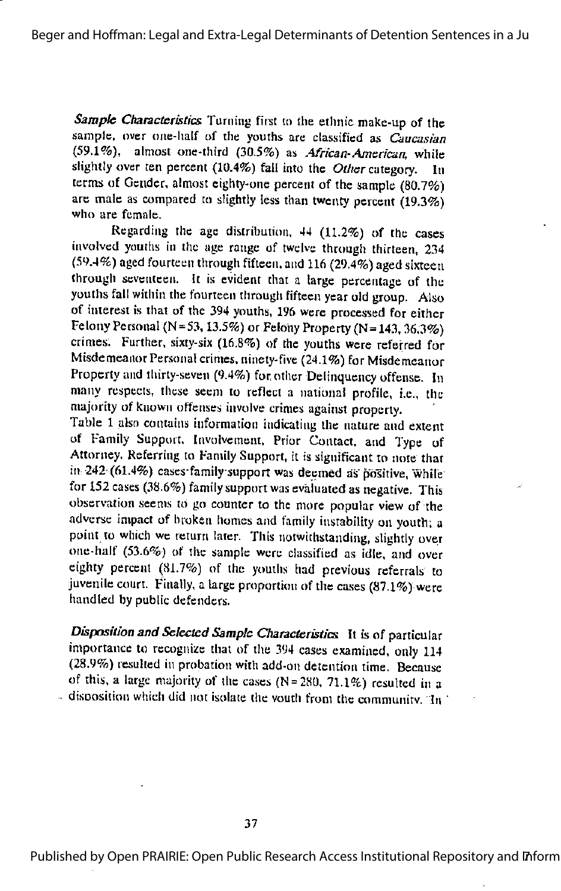***Sample Characteristics.*** Turning first to the ethnic make-up of the sample, over one-half of the youths are classified as *Caucasian* (59.1%), almost one-third (30.5%) as *African-American*, while slightly over ten percent (10.4%) fall into the *Other* category. In terms of Gender, almost eighty-one percent of the sample (80.7%) are male as compared to slightly less than twenty percent (19.3%) who are female.

Regarding the age distribution, 44 (11.2%) of the cases involved youths in the age range of twelve through thirteen, 234 (59.4%) aged fourteen through fifteen, and 116 (29.4%) aged sixteen through seventeen. It is evident that a large percentage of the youths fall within the fourteen through fifteen year old group. Also of interest is that of the 394 youths, 196 were processed for either Felony Personal (N=53, 13.5%) or Felony Property (N=143, 36.3%) crimes. Further, sixty-six (16.8%) of the youths were referred for Misdemeanor Personal crimes, ninety-five (24.1%) for Misdemeanor Property and thirty-seven (9.4%) for other Delinquency offense. In many respects, these seem to reflect a national profile, i.e., the majority of known offenses involve crimes against property.

Table 1 also contains information indicating the nature and extent of Family Support, Involvement, Prior Contact, and Type of Attorney. Referring to Family Support, it is significant to note that in 242 (61.4%) cases family support was deemed as positive, while for 152 cases (38.6%) family support was evaluated as negative. This observation seems to go counter to the more popular view of the adverse impact of broken homes and family instability on youth; a point to which we return later. This notwithstanding, slightly over one-half (53.6%) of the sample were classified as idle, and over eighty percent (81.7%) of the youths had previous referrals to juvenile court. Finally, a large proportion of the cases (87.1%) were handled by public defenders.

***Disposition and Selected Sample Characteristics.*** It is of particular importance to recognize that of the 394 cases examined, only 114 (28.9%) resulted in probation with add-on detention time. Because of this, a large majority of the cases (N=280, 71.1%) resulted in a disposition which did not isolate the youth from the community. In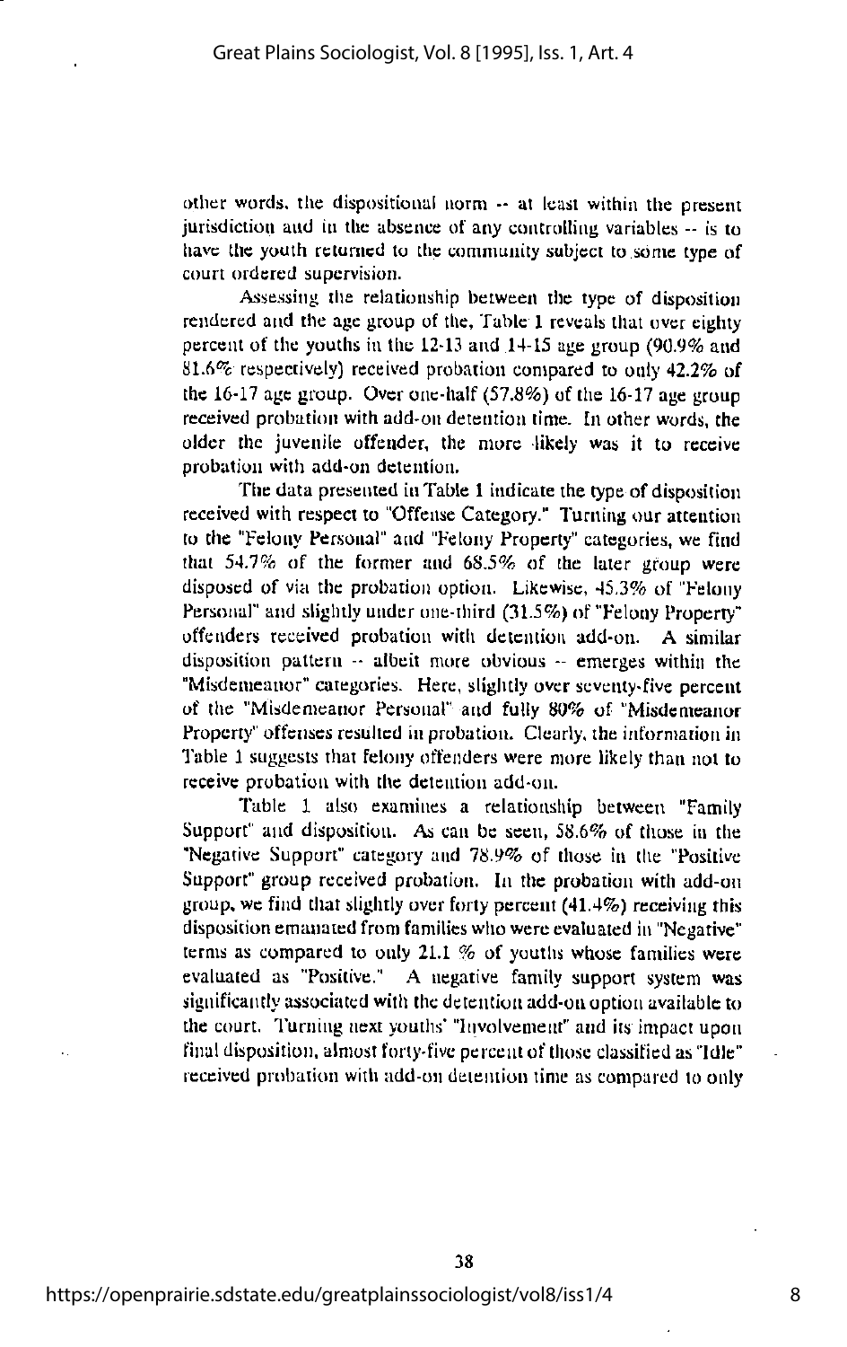other words, the dispositional norm -- at least within the present jurisdiction and in the absence of any controlling variables -- is to have the youth returned to the community subject to some type of court ordered supervision.

Assessing the relationship between the type of disposition rendered and the age group of the, Table 1 reveals that over eighty percent of the youths in the 12-13 and 14-15 age group (90.9% and 81.6% respectively) received probation compared to only 42.2% of the 16-17 age group. Over one-half (57.8%) of the 16-17 age group received probation with add-on detention time. In other words, the older the juvenile offender, the more likely was it to receive probation with add-on detention.

The data presented in Table 1 indicate the type of disposition received with respect to "Offense Category." Turning our attention to the "Felony Personal" and "Felony Property" categories, we find that 54.7% of the former and 68.5% of the later group were disposed of via the probation option. Likewise, 45.3% of "Felony Personal" and slightly under one-third (31.5%) of "Felony Property" offenders received probation with detention add-on. A similar disposition pattern -- albeit more obvious -- emerges within the "Misdemeanor" categories. Here, slightly over seventy-five percent of the "Misdemeanor Personal" and fully 80% of "Misdemeanor Property" offenses resulted in probation. Clearly, the information in Table 1 suggests that felony offenders were more likely than not to receive probation with the detention add-on.

Table 1 also examines a relationship between "Family Support" and disposition. As can be seen, 58.6% of those in the "Negative Support" category and 78.9% of those in the "Positive Support" group received probation. In the probation with add-on group, we find that slightly over forty percent (41.4%) receiving this disposition emanated from families who were evaluated in "Negative" terms as compared to only 21.1 % of youths whose families were evaluated as "Positive." A negative family support system was significantly associated with the detention add-on option available to the court. Turning next youths' "Involvement" and its impact upon final disposition, almost forty-five percent of those classified as "Idle" received probation with add-on detention time as compared to only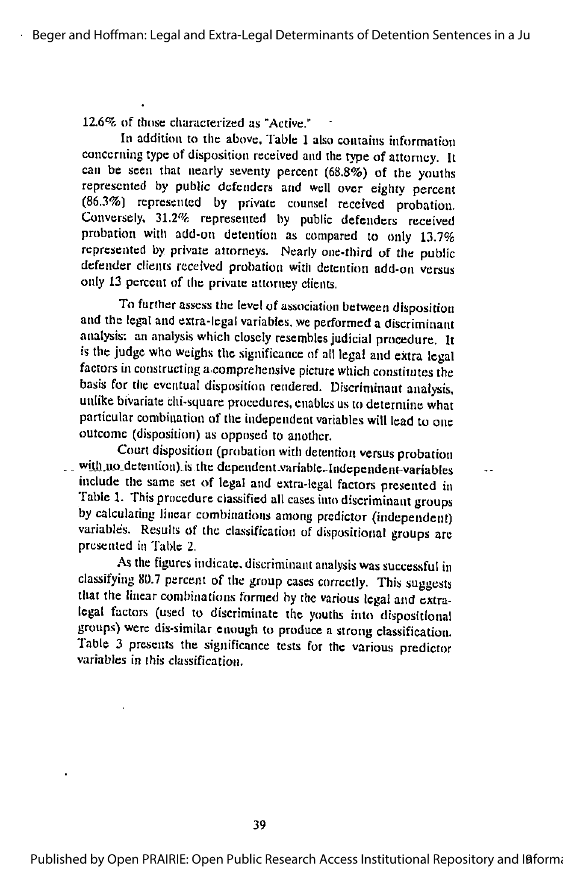12.6% of those characterized as "Active."

In addition to the above, Table 1 also contains information concerning type of disposition received and the type of attorney. It can be seen that nearly seventy percent (68.8%) of the youths represented by public defenders and well over eighty percent (86.3%) represented by private counsel received probation. Conversely, 31.2% represented by public defenders received probation with add-on detention as compared to only 13.7% represented by private attorneys. Nearly one-third of the public defender clients received probation with detention add-on versus only 13 percent of the private attorney clients.

To further assess the level of association between disposition and the legal and extra-legal variables, we performed a discriminant analysis: an analysis which closely resembles judicial procedure. It is the judge who weighs the significance of all legal and extra legal factors in constructing a comprehensive picture which constitutes the basis for the eventual disposition rendered. Discriminant analysis, unlike bivariate chi-square procedures, enables us to determine what particular combination of the independent variables will lead to one outcome (disposition) as opposed to another.

Court disposition (probation with detention versus probation with no detention) is the dependent variable. Independent variables include the same set of legal and extra-legal factors presented in Table 1. This procedure classified all cases into discriminant groups by calculating linear combinations among predictor (independent) variables. Results of the classification of dispositional groups are presented in Table 2.

As the figures indicate, discriminant analysis was successful in classifying 80.7 percent of the group cases correctly. This suggests that the linear combinations formed by the various legal and extra-legal factors (used to discriminate the youths into dispositional groups) were dis-similar enough to produce a strong classification. Table 3 presents the significance tests for the various predictor variables in this classification.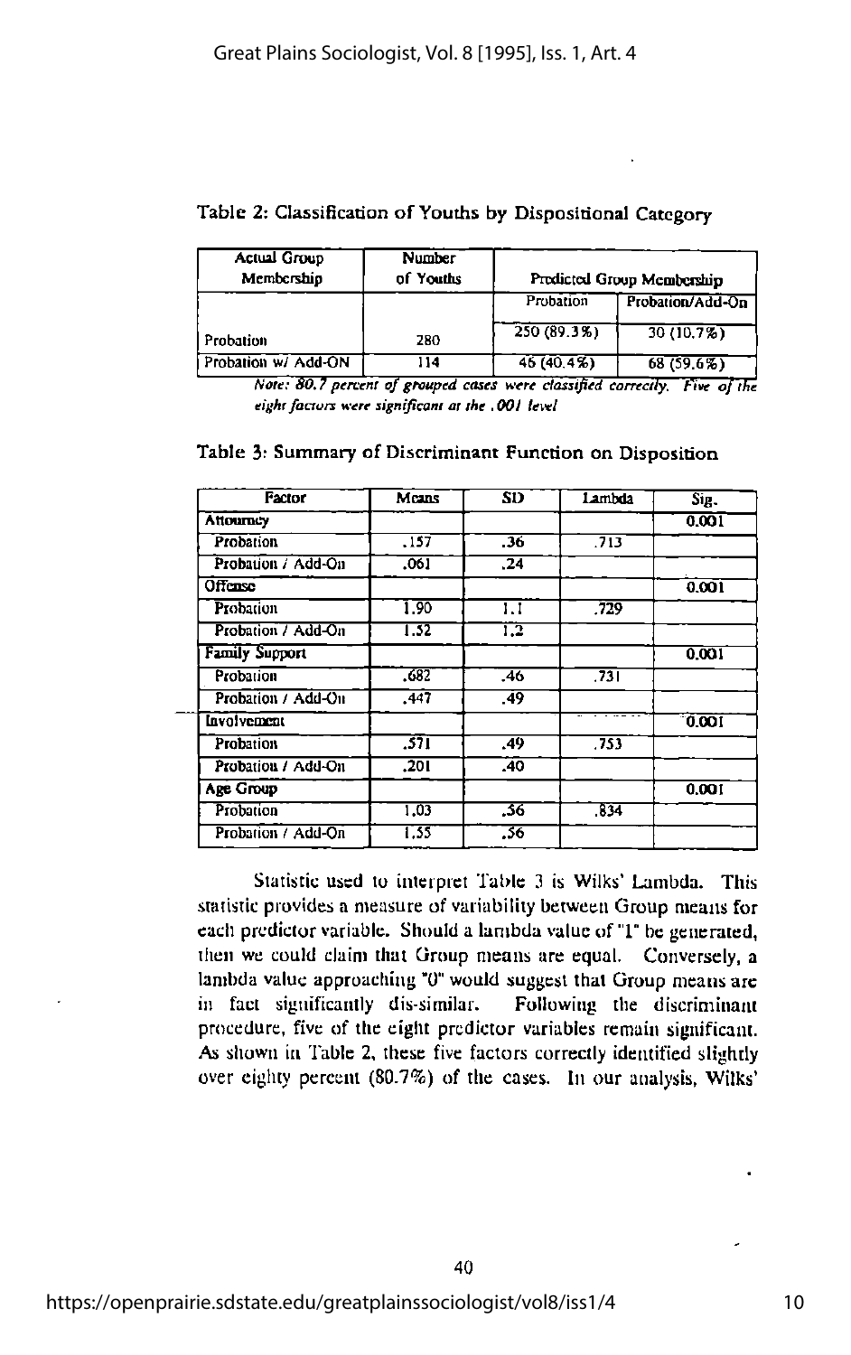Table 2: Classification of Youths by Dispositional Category

| Actual Group Membership | Number of Youths | Predicted Group Membership | |
|---|---|---|---|
| | | Probation | Probation/Add-On |
| Probation | 280 | 250 (89.3%) | 30 (10.7%) |
| Probation w/ Add-ON | 114 | 46 (40.4%) | 68 (59.6%) |

*Note: 80.7 percent of grouped cases were classified correctly. Five of the eight factors were significant at the .001 level*

Table 3: Summary of Discriminant Function on Disposition

| Factor | Means | SD | Lambda | Sig. |
|---|---|---|---|---|
| Attorney | | | | 0.001 |
| Probation | .157 | .36 | .713 | |
| Probation / Add-On | .061 | .24 | | |
| Offense | | | | 0.001 |
| Probation | 1.90 | 1.1 | .729 | |
| Probation / Add-On | 1.52 | 1.2 | | |
| Family Support | | | | 0.001 |
| Probation | .682 | .46 | .731 | |
| Probation / Add-On | .447 | .49 | | |
| Involvement | | | | 0.001 |
| Probation | .571 | .49 | .753 | |
| Probation / Add-On | .201 | .40 | | |
| Age Group | | | | 0.001 |
| Probation | 1.03 | .56 | .834 | |
| Probation / Add-On | 1.55 | .56 | | |

Statistic used to interpret Table 3 is Wilks' Lambda. This statistic provides a measure of variability between Group means for each predictor variable. Should a lambda value of "1" be generated, then we could claim that Group means are equal. Conversely, a lambda value approaching "0" would suggest that Group means are in fact significantly dis-similar. Following the discriminant procedure, five of the eight predictor variables remain significant. As shown in Table 2, these five factors correctly identified slightly over eighty percent (80.7%) of the cases. In our analysis, Wilks'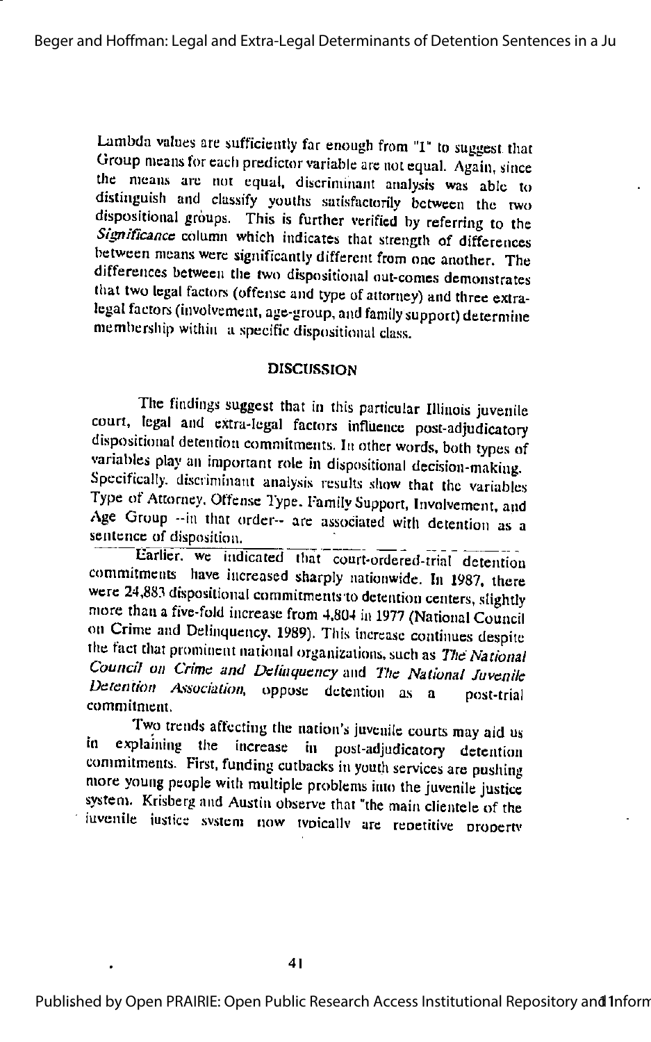Lambda values are sufficiently far enough from "1" to suggest that Group means for each predictor variable are not equal. Again, since the means are not equal, discriminant analysis was able to distinguish and classify youths satisfactorily between the two dispositional groups. This is further verified by referring to the *Significance* column which indicates that strength of differences between means were significantly different from one another. The differences between the two dispositional out-comes demonstrates that two legal factors (offense and type of attorney) and three extra-legal factors (involvement, age-group, and family support) determine membership within a specific dispositional class.

## DISCUSSION

The findings suggest that in this particular Illinois juvenile court, legal and extra-legal factors influence post-adjudicatory dispositional detention commitments. In other words, both types of variables play an important role in dispositional decision-making. Specifically, discriminant analysis results show that the variables Type of Attorney, Offense Type, Family Support, Involvement, and Age Group --in that order-- are associated with detention as a sentence of disposition.

Earlier, we indicated that court-ordered-trial detention commitments have increased sharply nationwide. In 1987, there were 24,883 dispositional commitments to detention centers, slightly more than a five-fold increase from 4,804 in 1977 (National Council on Crime and Delinquency, 1989). This increase continues despite the fact that prominent national organizations, such as *The National Council on Crime and Delinquency* and *The National Juvenile Detention Association,* oppose detention as a post-trial commitment.

Two trends affecting the nation's juvenile courts may aid us in explaining the increase in post-adjudicatory detention commitments. First, funding cutbacks in youth services are pushing more young people with multiple problems into the juvenile justice system. Krisberg and Austin observe that "the main clientele of the juvenile justice system now typically are repetitive property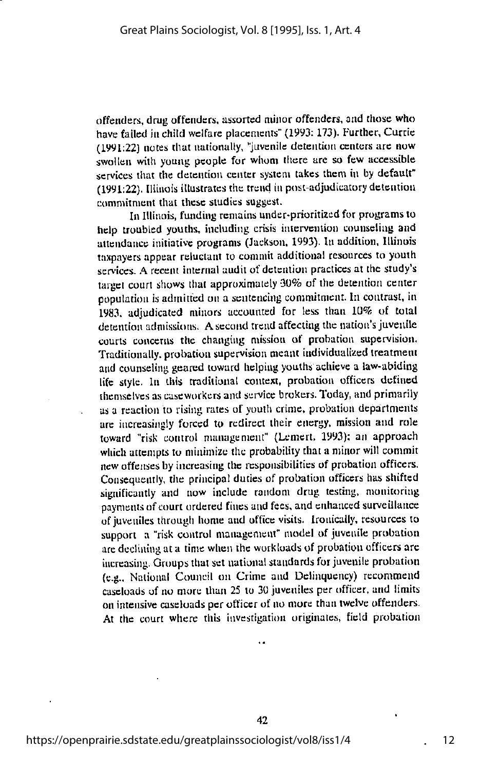offenders, drug offenders, assorted minor offenders, and those who have failed in child welfare placements" (1993: 173). Further, Currie (1991:22) notes that nationally, "juvenile detention centers are now swollen with young people for whom there are so few accessible services that the detention center system takes them in by default" (1991:22). Illinois illustrates the trend in post-adjudicatory detention commitment that these studies suggest.

In Illinois, funding remains under-prioritized for programs to help troubled youths, including crisis intervention counseling and attendance initiative programs (Jackson, 1993). In addition, Illinois taxpayers appear reluctant to commit additional resources to youth services. A recent internal audit of detention practices at the study's target court shows that approximately 30% of the detention center population is admitted on a sentencing commitment. In contrast, in 1983, adjudicated minors accounted for less than 10% of total detention admissions. A second trend affecting the nation's juvenile courts concerns the changing mission of probation supervision. Traditionally, probation supervision meant individualized treatment and counseling geared toward helping youths achieve a law-abiding life style. In this traditional context, probation officers defined themselves as caseworkers and service brokers. Today, and primarily as a reaction to rising rates of youth crime, probation departments are increasingly forced to redirect their energy, mission and role toward "risk control management" (Lemert, 1993); an approach which attempts to minimize the probability that a minor will commit new offenses by increasing the responsibilities of probation officers. Consequently, the principal duties of probation officers has shifted significantly and now include random drug testing, monitoring payments of court ordered fines and fees, and enhanced surveillance of juveniles through home and office visits. Ironically, resources to support a "risk control management" model of juvenile probation are declining at a time when the workloads of probation officers are increasing. Groups that set national standards for juvenile probation (e.g., National Council on Crime and Delinquency) recommend caseloads of no more than 25 to 30 juveniles per officer, and limits on intensive caseloads per officer of no more than twelve offenders. At the court where this investigation originates, field probation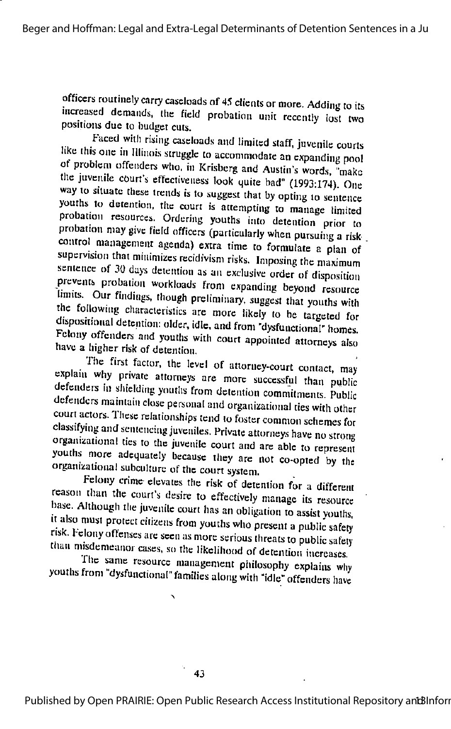officers routinely carry caseloads of 45 clients or more. Adding to its increased demands, the field probation unit recently lost two positions due to budget cuts.

Faced with rising caseloads and limited staff, juvenile courts like this one in Illinois struggle to accommodate an expanding pool of problem offenders who, in Krisberg and Austin's words, "make the juvenile court's effectiveness look quite bad" (1993:174). One way to situate these trends is to suggest that by opting to sentence youths to detention, the court is attempting to manage limited probation resources. Ordering youths into detention prior to probation may give field officers (particularly when pursuing a risk-control management agenda) extra time to formulate a plan of supervision that minimizes recidivism risks. Imposing the maximum sentence of 30 days detention as an exclusive order of disposition prevents probation workloads from expanding beyond resource limits. Our findings, though preliminary, suggest that youths with the following characteristics are more likely to be targeted for dispositional detention: older, idle, and from "dysfunctional" homes. Felony offenders and youths with court appointed attorneys also have a higher risk of detention.

The first factor, the level of attorney-court contact, may explain why private attorneys are more successful than public defenders in shielding youths from detention commitments. Public defenders maintain close personal and organizational ties with other court actors. These relationships tend to foster common schemes for classifying and sentencing juveniles. Private attorneys have no strong organizational ties to the juvenile court and are able to represent youths more adequately because they are not co-opted by the organizational subculture of the court system.

Felony crime elevates the risk of detention for a different reason than the court's desire to effectively manage its resource base. Although the juvenile court has an obligation to assist youths, it also must protect citizens from youths who present a public safety risk. Felony offenses are seen as more serious threats to public safety than misdemeanor cases, so the likelihood of detention increases.

The same resource management philosophy explains why youths from "dysfunctional" families along with "idle" offenders have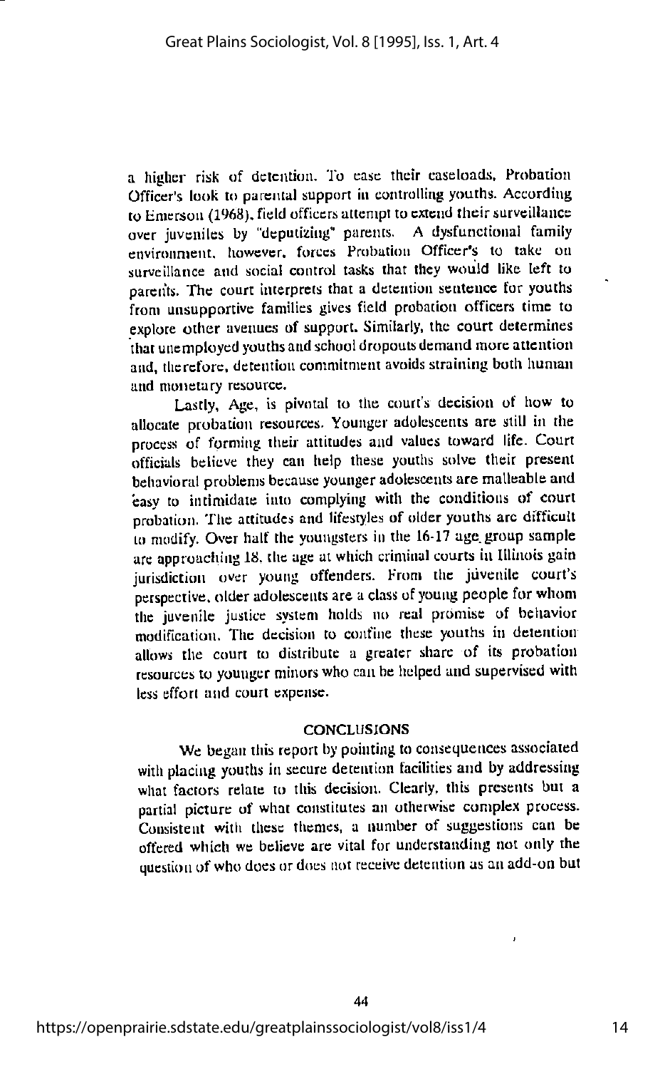a higher risk of detention. To ease their caseloads, Probation Officer's look to parental support in controlling youths. According to Emerson (1968), field officers attempt to extend their surveillance over juveniles by "deputizing" parents. A dysfunctional family environment, however, forces Probation Officer's to take on surveillance and social control tasks that they would like left to parents. The court interprets that a detention sentence for youths from unsupportive families gives field probation officers time to explore other avenues of support. Similarly, the court determines that unemployed youths and school dropouts demand more attention and, therefore, detention commitment avoids straining both human and monetary resource.

Lastly, Age, is pivotal to the court's decision of how to allocate probation resources. Younger adolescents are still in the process of forming their attitudes and values toward life. Court officials believe they can help these youths solve their present behavioral problems because younger adolescents are malleable and easy to intimidate into complying with the conditions of court probation. The attitudes and lifestyles of older youths are difficult to modify. Over half the youngsters in the 16-17 age group sample are approaching 18, the age at which criminal courts in Illinois gain jurisdiction over young offenders. From the juvenile court's perspective, older adolescents are a class of young people for whom the juvenile justice system holds no real promise of behavior modification. The decision to confine these youths in detention allows the court to distribute a greater share of its probation resources to younger minors who can be helped and supervised with less effort and court expense.

## CONCLUSIONS

We began this report by pointing to consequences associated with placing youths in secure detention facilities and by addressing what factors relate to this decision. Clearly, this presents but a partial picture of what constitutes an otherwise complex process. Consistent with these themes, a number of suggestions can be offered which we believe are vital for understanding not only the question of who does or does not receive detention as an add-on but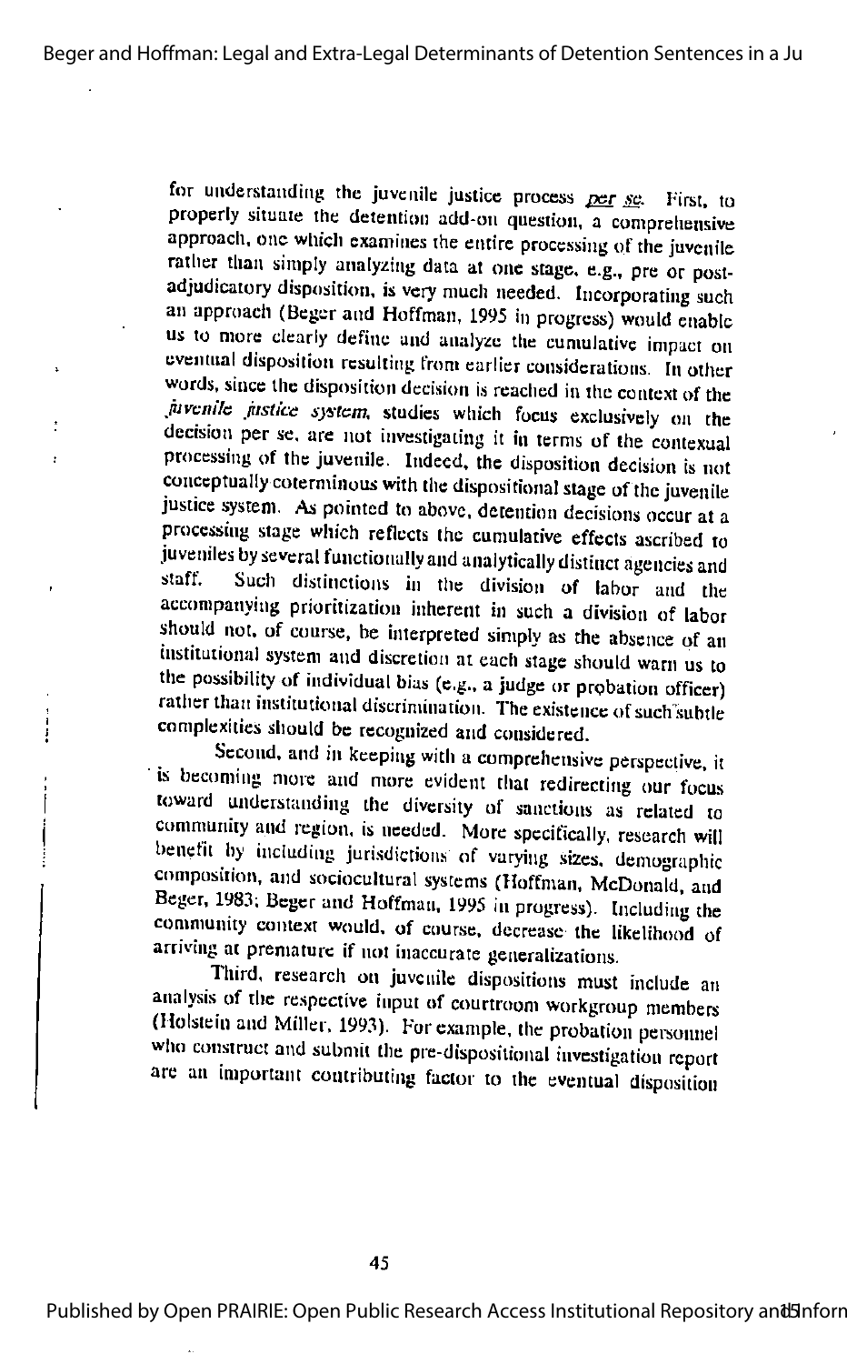for understanding the juvenile justice process *per se*. First, to properly situate the detention add-on question, a comprehensive approach, one which examines the entire processing of the juvenile rather than simply analyzing data at one stage, e.g., pre or post-adjudicatory disposition, is very much needed. Incorporating such an approach (Beger and Hoffman, 1995 in progress) would enable us to more clearly define and analyze the cumulative impact on eventual disposition resulting from earlier considerations. In other words, since the disposition decision is reached in the context of the *juvenile justice system*, studies which focus exclusively on the decision per se, are not investigating it in terms of the contexual processing of the juvenile. Indeed, the disposition decision is not conceptually coterminous with the dispositional stage of the juvenile justice system. As pointed to above, detention decisions occur at a processing stage which reflects the cumulative effects ascribed to juveniles by several functionally and analytically distinct agencies and staff. Such distinctions in the division of labor and the accompanying prioritization inherent in such a division of labor should not, of course, be interpreted simply as the absence of an institutional system and discretion at each stage should warn us to the possibility of individual bias (e.g., a judge or probation officer) rather than institutional discrimination. The existence of such subtle complexities should be recognized and considered.

Second, and in keeping with a comprehensive perspective, it is becoming more and more evident that redirecting our focus toward understanding the diversity of sanctions as related to community and region, is needed. More specifically, research will benefit by including jurisdictions of varying sizes, demographic composition, and sociocultural systems (Hoffman, McDonald, and Beger, 1983; Beger and Hoffman, 1995 in progress). Including the community context would, of course, decrease the likelihood of arriving at premature if not inaccurate generalizations.

Third, research on juvenile dispositions must include an analysis of the respective input of courtroom workgroup members (Holstein and Miller, 1993). For example, the probation personnel who construct and submit the pre-dispositional investigation report are an important contributing factor to the eventual disposition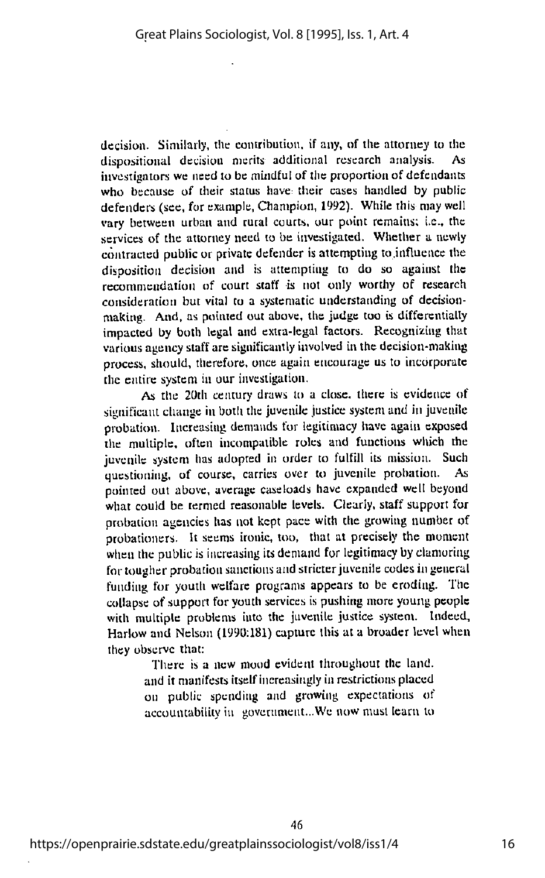decision. Similarly, the contribution, if any, of the attorney to the dispositional decision merits additional research analysis. As investigators we need to be mindful of the proportion of defendants who because of their status have their cases handled by public defenders (see, for example, Champion, 1992). While this may well vary between urban and rural courts, our point remains; i.e., the services of the attorney need to be investigated. Whether a newly contracted public or private defender is attempting to influence the disposition decision and is attempting to do so against the recommendation of court staff is not only worthy of research consideration but vital to a systematic understanding of decision-making. And, as pointed out above, the judge too is differentially impacted by both legal and extra-legal factors. Recognizing that various agency staff are significantly involved in the decision-making process, should, therefore, once again encourage us to incorporate the entire system in our investigation.

As the 20th century draws to a close, there is evidence of significant change in both the juvenile justice system and in juvenile probation. Increasing demands for legitimacy have again exposed the multiple, often incompatible roles and functions which the juvenile system has adopted in order to fulfill its mission. Such questioning, of course, carries over to juvenile probation. As pointed out above, average caseloads have expanded well beyond what could be termed reasonable levels. Clearly, staff support for probation agencies has not kept pace with the growing number of probationers. It seems ironic, too, that at precisely the moment when the public is increasing its demand for legitimacy by clamoring for tougher probation sanctions and stricter juvenile codes in general funding for youth welfare programs appears to be eroding. The collapse of support for youth services is pushing more young people with multiple problems into the juvenile justice system. Indeed, Harlow and Nelson (1990:181) capture this at a broader level when they observe that:

> There is a new mood evident throughout the land, and it manifests itself increasingly in restrictions placed on public spending and growing expectations of accountability in government...We now must learn to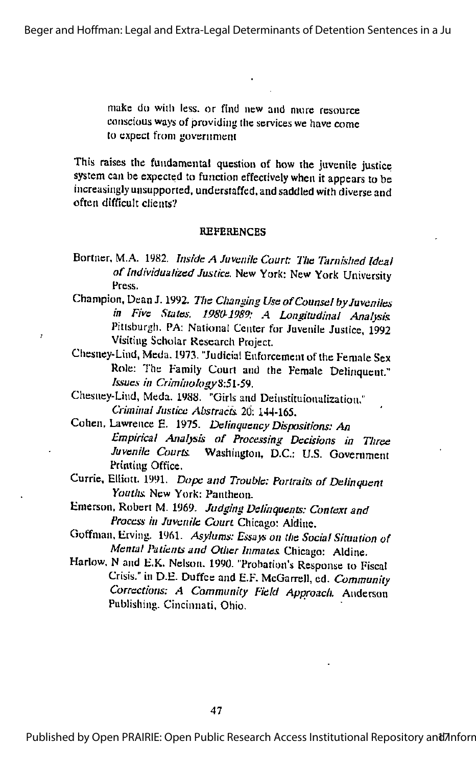make do with less, or find new and more resource conscious ways of providing the services we have come to expect from government

This raises the fundamental question of how the juvenile justice system can be expected to function effectively when it appears to be increasingly unsupported, understaffed, and saddled with diverse and often difficult clients?

## REFERENCES

Bortner, M.A. 1982. *Inside A Juvenile Court: The Tarnished Ideal of Individualized Justice.* New York: New York University Press.

Champion, Dean J. 1992. *The Changing Use of Counsel by Juveniles in Five States, 1980-1989: A Longitudinal Analysis.* Pittsburgh, PA: National Center for Juvenile Justice, 1992 Visiting Scholar Research Project.

Chesney-Lind, Meda. 1973. "Judicial Enforcement of the Female Sex Role: The Family Court and the Female Delinquent." *Issues in Criminology* 8:51-59.

Chesney-Lind, Meda. 1988. "Girls and Deinstituionalization." *Criminal Justice Abstracts.* 20: 144-165.

Cohen, Lawrence E. 1975. *Delinquency Dispositions: An Empirical Analysis of Processing Decisions in Three Juvenile Courts.* Washington, D.C.: U.S. Government Printing Office.

Currie, Elliott. 1991. *Dope and Trouble: Portraits of Delinquent Youths.* New York: Pantheon.

Emerson, Robert M. 1969. *Judging Delinquents: Context and Process in Juvenile Court.* Chicago: Aldine.

Goffman, Erving. 1961. *Asylums: Essays on the Social Situation of Mental Patients and Other Inmates.* Chicago: Aldine.

Harlow, N and E.K. Nelson. 1990. "Probation's Response to Fiscal Crisis." in D.E. Duffee and E.F. McGarrell, ed. *Community Corrections: A Community Field Approach.* Anderson Publishing. Cincinnati, Ohio.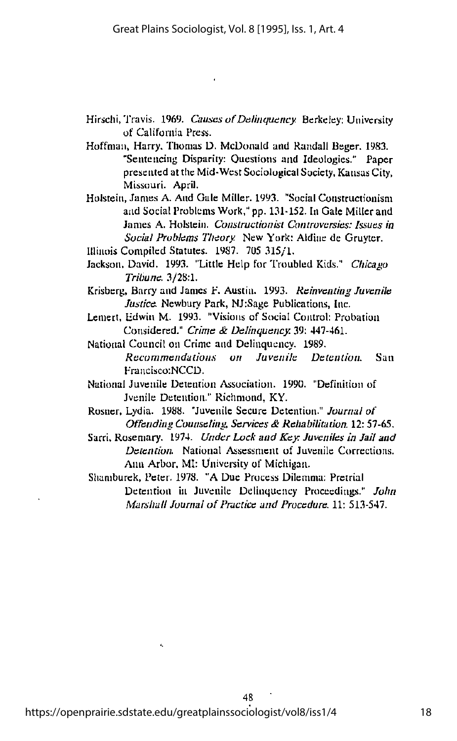Hirschi, Travis. 1969. *Causes of Delinquency.* Berkeley: University of California Press.

Hoffman, Harry. Thomas D. McDonald and Randall Beger. 1983. "Sentencing Disparity: Questions and Ideologies." Paper presented at the Mid-West Sociological Society, Kansas City, Missouri. April.

Holstein, James A. And Gale Miller. 1993. "Social Constructionism and Social Problems Work," pp. 131-152. In Gale Miller and James A. Holstein. *Constructionist Controversies: Issues in Social Problems Theory.* New York: Aldine de Gruyter.

Illinois Compiled Statutes. 1987. 705 315/1.

Jackson, David. 1993. "Little Help for Troubled Kids." *Chicago Tribune.* 3/28:1.

Krisberg, Barry and James F. Austin. 1993. *Reinventing Juvenile Justice.* Newbury Park, NJ:Sage Publications, Inc.

Lemert, Edwin M. 1993. "Visions of Social Control: Probation Considered." *Crime & Delinquency.* 39: 447-461.

National Council on Crime and Delinquency. 1989. *Recommendations on Juvenile Detention.* San Francisco:NCCD.

National Juvenile Detention Association. 1990. "Definition of Jvenile Detention." Richmond, KY.

Rosner, Lydia. 1988. "Juvenile Secure Detention." *Journal of Offending Counseling, Services & Rehabilitation.* 12: 57-65.

Sarri, Rosemary. 1974. *Under Lock and Key: Juveniles in Jail and Detention.* National Assessment of Juvenile Corrections. Ann Arbor, MI: University of Michigan.

Shamburek, Peter. 1978. "A Due Process Dilemma: Pretrial Detention in Juvenile Delinquency Proceedings." *John Marshall Journal of Practice and Procedure.* 11: 513-547.